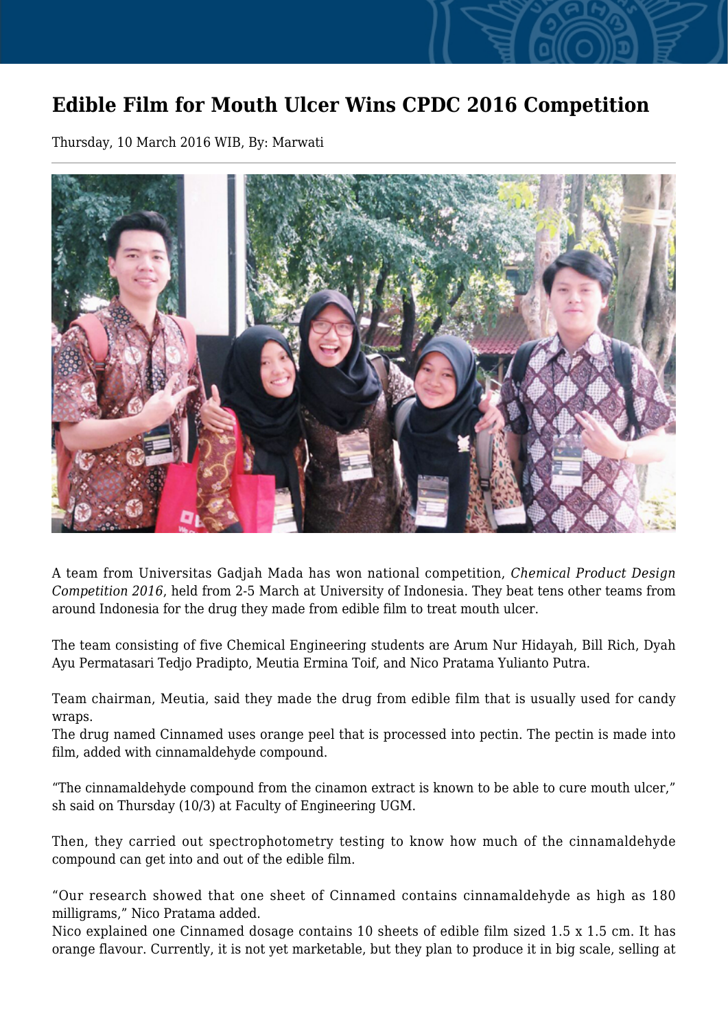# Edible Film for Mouth Ulcer Wins CPDC 2016 Competition

Thursday, 10 March 2016 WIB, By: Marwati

A team from Universitas Gadjah Mada has won national competition, *Chemical Product Design Competition 2016*, held from 2-5 March at University of Indonesia. They beat tens other teams from around Indonesia for the drug they made from edible film to treat mouth ulcer.

The team consisting of five Chemical Engineering students are Arum Nur Hidayah, Bill Rich, Dyah Ayu Permatasari Tedjo Pradipto, Meutia Ermina Toif, and Nico Pratama Yulianto Putra.

Team chairman, Meutia, said they made the drug from edible film that is usually used for candy wraps.
The drug named Cinnamed uses orange peel that is processed into pectin. The pectin is made into film, added with cinnamaldehyde compound.

"The cinnamaldehyde compound from the cinamon extract is known to be able to cure mouth ulcer," sh said on Thursday (10/3) at Faculty of Engineering UGM.

Then, they carried out spectrophotometry testing to know how much of the cinnamaldehyde compound can get into and out of the edible film.

"Our research showed that one sheet of Cinnamed contains cinnamaldehyde as high as 180 milligrams," Nico Pratama added.
Nico explained one Cinnamed dosage contains 10 sheets of edible film sized 1.5 x 1.5 cm. It has orange flavour. Currently, it is not yet marketable, but they plan to produce it in big scale, selling at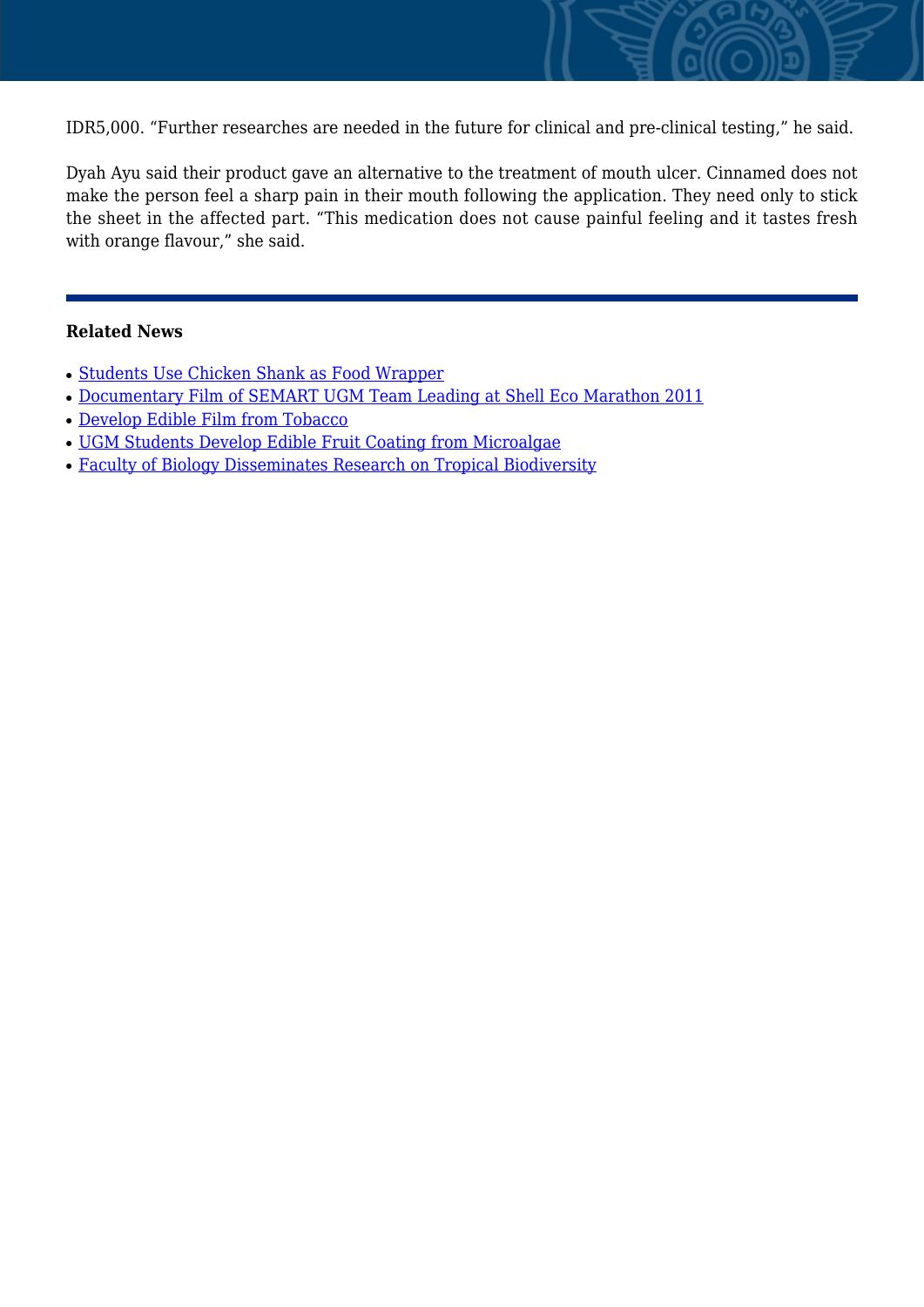IDR5,000. “Further researches are needed in the future for clinical and pre-clinical testing,” he said.

Dyah Ayu said their product gave an alternative to the treatment of mouth ulcer. Cinnamed does not make the person feel a sharp pain in their mouth following the application. They need only to stick the sheet in the affected part. “This medication does not cause painful feeling and it tastes fresh with orange flavour,” she said.

---

**Related News**

- Students Use Chicken Shank as Food Wrapper
- Documentary Film of SEMART UGM Team Leading at Shell Eco Marathon 2011
- Develop Edible Film from Tobacco
- UGM Students Develop Edible Fruit Coating from Microalgae
- Faculty of Biology Disseminates Research on Tropical Biodiversity